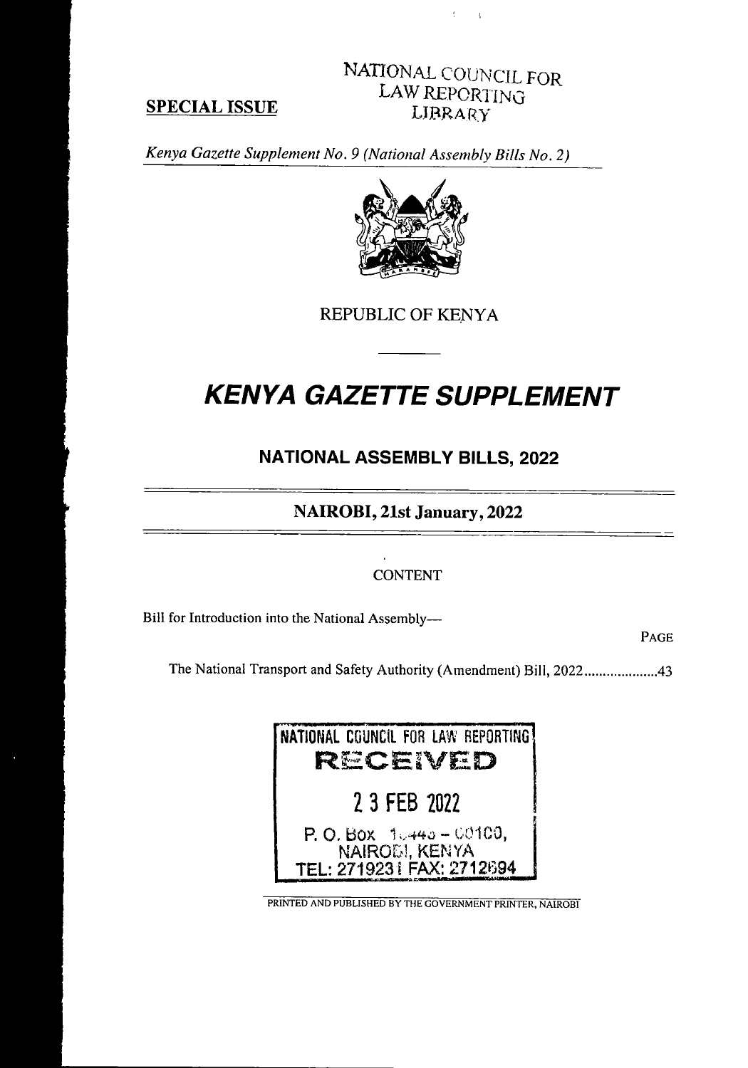**SPECIAL ISSUE**

NATIONAL COUNCIL FOR LAW REPORTING LIBRARY

*Kenya Gazette Supplement No. 9 (National Assembly Bills No. 2)*

REPUBLIC OF KENYA

# *KENYA GAZETTE SUPPLEMENT*

## NATIONAL ASSEMBLY BILLS, 2022

### NAIROBI, 21st January, 2022

CONTENT

Bill for Introduction into the National Assembly—

PAGE

The National Transport and Safety Authority (Amendment) Bill, 2022....................43

NATIONAL COUNCIL FOR LAW REPORTING
RECEIVED
23 FEB 2022
P. O. Box 10443 - 00100,
NAIROBI, KENYA
TEL: 2719231 FAX: 2712694

PRINTED AND PUBLISHED BY THE GOVERNMENT PRINTER, NAIROBI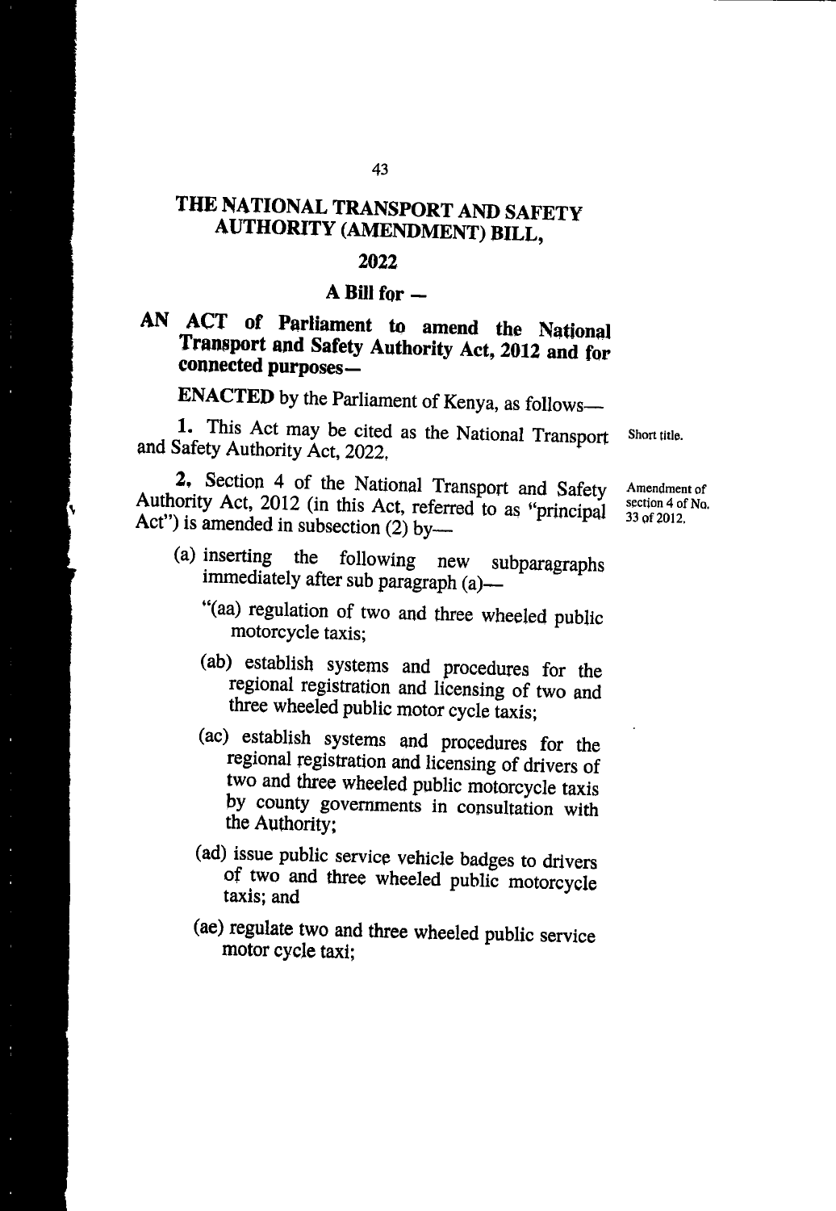# THE NATIONAL TRANSPORT AND SAFETY AUTHORITY (AMENDMENT) BILL,

## 2022

### A Bill for —

**AN ACT of Parliament to amend the National Transport and Safety Authority Act, 2012 and for connected purposes—**

**ENACTED** by the Parliament of Kenya, as follows—

1. This Act may be cited as the National Transport and Safety Authority Act, 2022.

Short title.

2. Section 4 of the National Transport and Safety Authority Act, 2012 (in this Act, referred to as "principal Act") is amended in subsection (2) by—

Amendment of section 4 of No. 33 of 2012.

(a) inserting the following new subparagraphs immediately after sub paragraph (a)—

"(aa) regulation of two and three wheeled public motorcycle taxis;

(ab) establish systems and procedures for the regional registration and licensing of two and three wheeled public motor cycle taxis;

(ac) establish systems and procedures for the regional registration and licensing of drivers of two and three wheeled public motorcycle taxis by county governments in consultation with the Authority;

(ad) issue public service vehicle badges to drivers of two and three wheeled public motorcycle taxis; and

(ae) regulate two and three wheeled public service motor cycle taxi;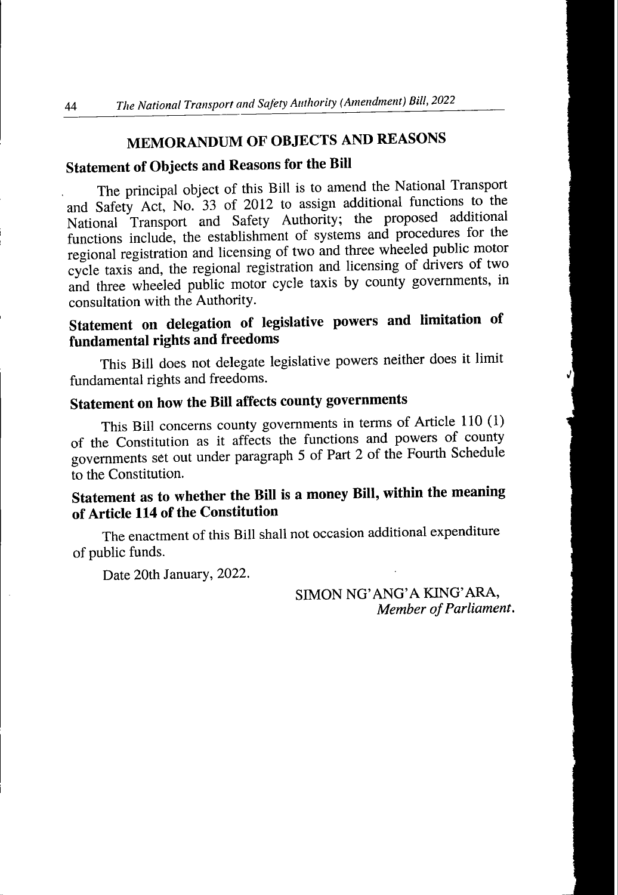## MEMORANDUM OF OBJECTS AND REASONS

### Statement of Objects and Reasons for the Bill

The principal object of this Bill is to amend the National Transport and Safety Act, No. 33 of 2012 to assign additional functions to the National Transport and Safety Authority; the proposed additional functions include, the establishment of systems and procedures for the regional registration and licensing of two and three wheeled public motor cycle taxis and, the regional registration and licensing of drivers of two and three wheeled public motor cycle taxis by county governments, in consultation with the Authority.

### Statement on delegation of legislative powers and limitation of fundamental rights and freedoms

This Bill does not delegate legislative powers neither does it limit fundamental rights and freedoms.

### Statement on how the Bill affects county governments

This Bill concerns county governments in terms of Article 110 (1) of the Constitution as it affects the functions and powers of county governments set out under paragraph 5 of Part 2 of the Fourth Schedule to the Constitution.

### Statement as to whether the Bill is a money Bill, within the meaning of Article 114 of the Constitution

The enactment of this Bill shall not occasion additional expenditure of public funds.

Date 20th January, 2022.

SIMON NG'ANG'A KING'ARA,
*Member of Parliament.*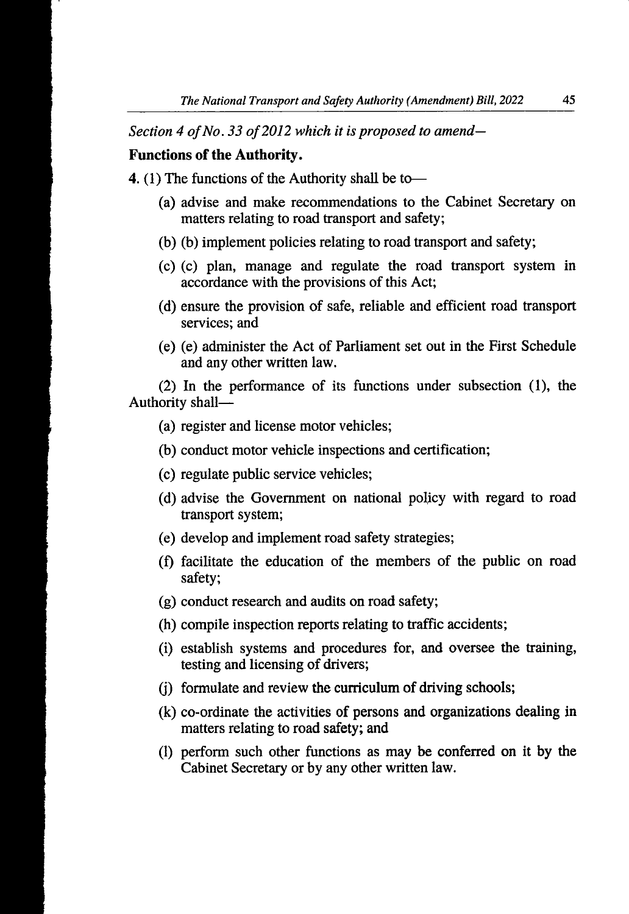*Section 4 of No. 33 of 2012 which it is proposed to amend—*

**Functions of the Authority.**

**4.** (1) The functions of the Authority shall be to—

(a) advise and make recommendations to the Cabinet Secretary on matters relating to road transport and safety;

(b) (b) implement policies relating to road transport and safety;

(c) (c) plan, manage and regulate the road transport system in accordance with the provisions of this Act;

(d) ensure the provision of safe, reliable and efficient road transport services; and

(e) (e) administer the Act of Parliament set out in the First Schedule and any other written law.

(2) In the performance of its functions under subsection (1), the Authority shall—

(a) register and license motor vehicles;

(b) conduct motor vehicle inspections and certification;

(c) regulate public service vehicles;

(d) advise the Government on national policy with regard to road transport system;

(e) develop and implement road safety strategies;

(f) facilitate the education of the members of the public on road safety;

(g) conduct research and audits on road safety;

(h) compile inspection reports relating to traffic accidents;

(i) establish systems and procedures for, and oversee the training, testing and licensing of drivers;

(j) formulate and review the curriculum of driving schools;

(k) co-ordinate the activities of persons and organizations dealing in matters relating to road safety; and

(l) perform such other functions as may be conferred on it by the Cabinet Secretary or by any other written law.